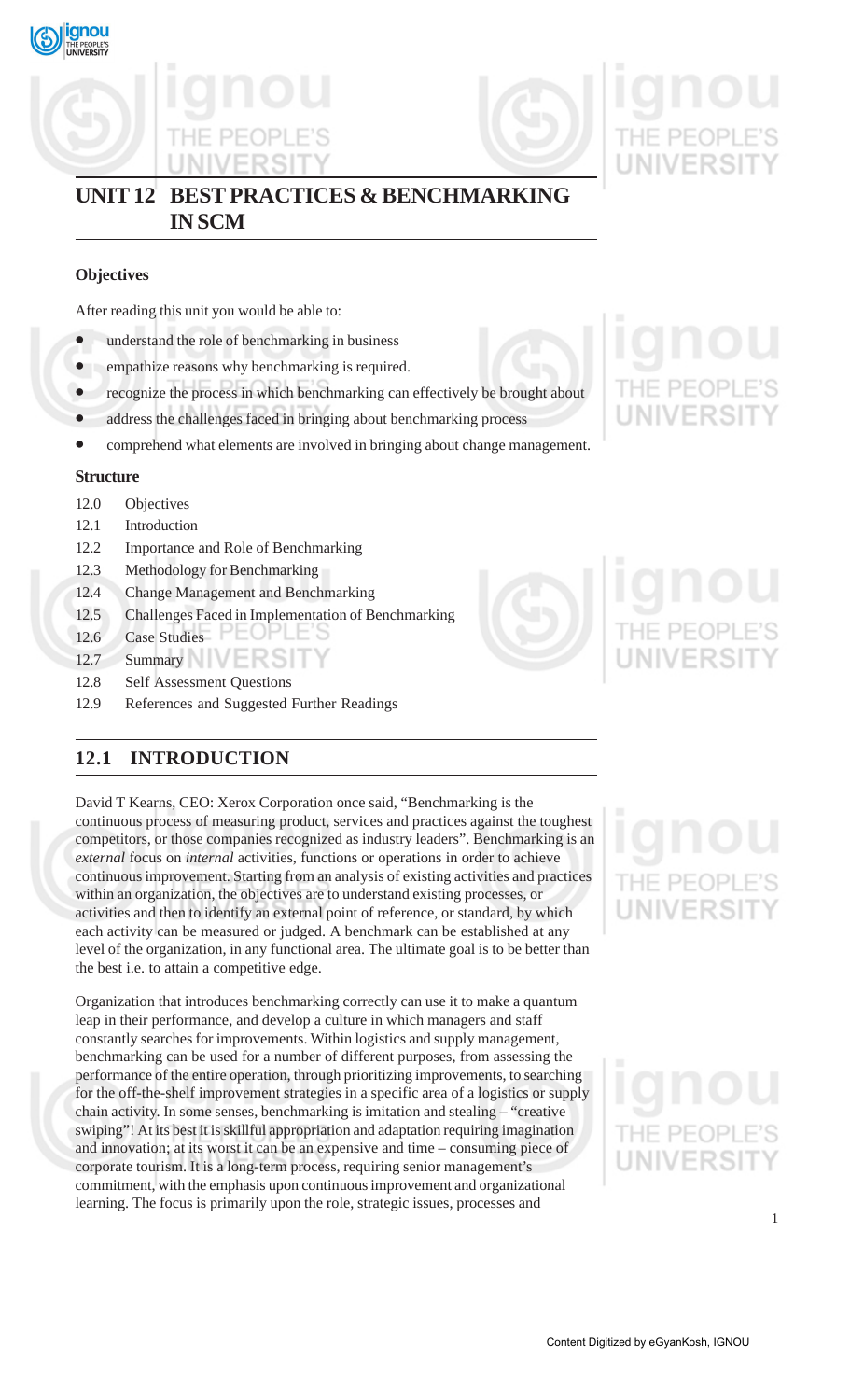# UNIT 12 BEST PRACTICES & BENCHMARKING IN SCM

### Objectives

After reading this unit you would be able to:

- understand the role of benchmarking in business
- empathize reasons why benchmarking is required.
- recognize the process in which benchmarking can effectively be brought about
- address the challenges faced in bringing about benchmarking process
- comprehend what elements are involved in bringing about change management.

### Structure

12.0 Objectives

12.1 Introduction

12.2 Importance and Role of Benchmarking

12.3 Methodology for Benchmarking

12.4 Change Management and Benchmarking

12.5 Challenges Faced in Implementation of Benchmarking

12.6 Case Studies

12.7 Summary

12.8 Self Assessment Questions

12.9 References and Suggested Further Readings

## 12.1 INTRODUCTION

David T Kearns, CEO: Xerox Corporation once said, "Benchmarking is the continuous process of measuring product, services and practices against the toughest competitors, or those companies recognized as industry leaders". Benchmarking is an *external* focus on *internal* activities, functions or operations in order to achieve continuous improvement. Starting from an analysis of existing activities and practices within an organization, the objectives are to understand existing processes, or activities and then to identify an external point of reference, or standard, by which each activity can be measured or judged. A benchmark can be established at any level of the organization, in any functional area. The ultimate goal is to be better than the best i.e. to attain a competitive edge.

Organization that introduces benchmarking correctly can use it to make a quantum leap in their performance, and develop a culture in which managers and staff constantly searches for improvements. Within logistics and supply management, benchmarking can be used for a number of different purposes, from assessing the performance of the entire operation, through prioritizing improvements, to searching for the off-the-shelf improvement strategies in a specific area of a logistics or supply chain activity. In some senses, benchmarking is imitation and stealing – "creative swiping"! At its best it is skillful appropriation and adaptation requiring imagination and innovation; at its worst it can be an expensive and time – consuming piece of corporate tourism. It is a long-term process, requiring senior management's commitment, with the emphasis upon continuous improvement and organizational learning. The focus is primarily upon the role, strategic issues, processes and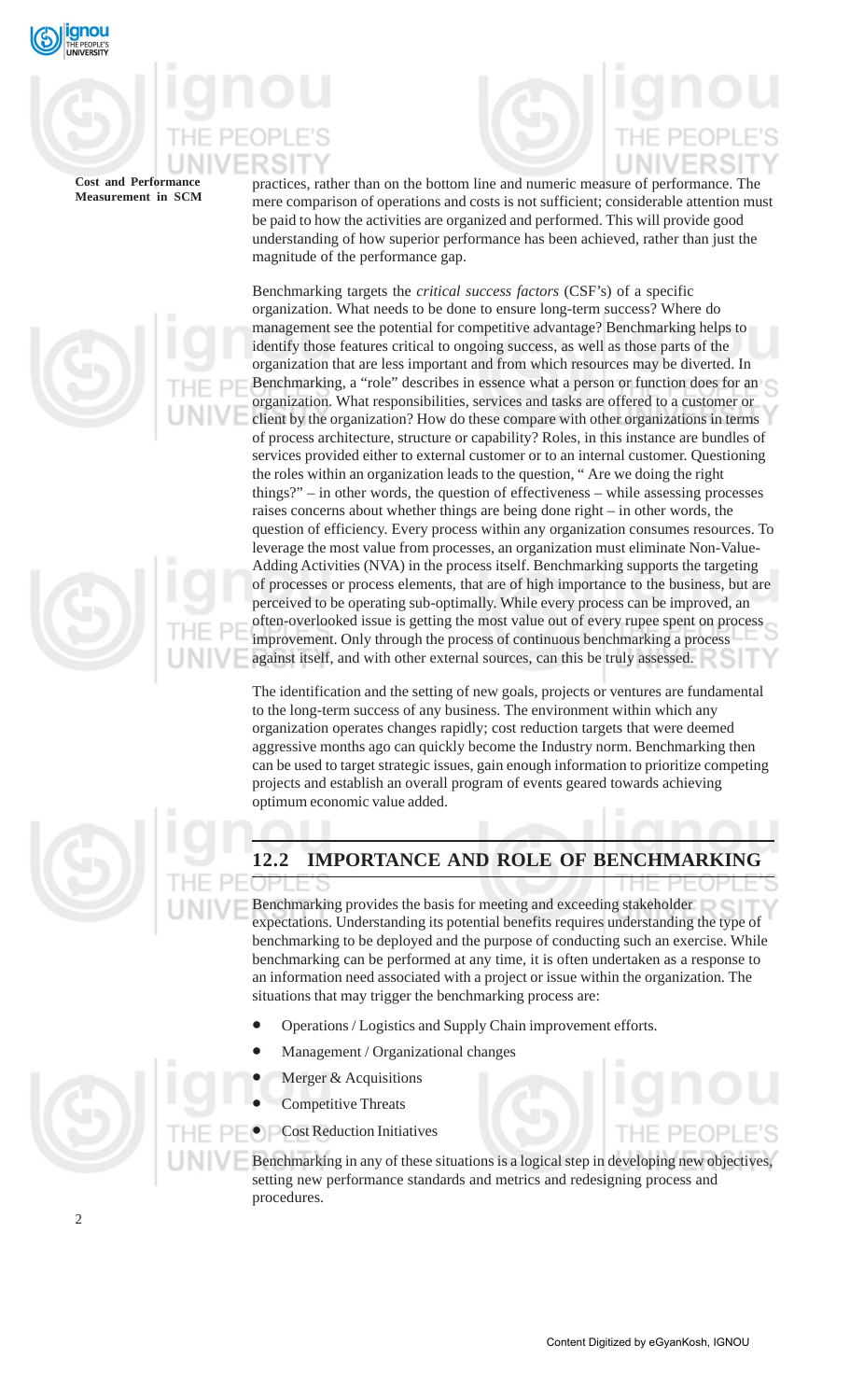practices, rather than on the bottom line and numeric measure of performance. The mere comparison of operations and costs is not sufficient; considerable attention must be paid to how the activities are organized and performed. This will provide good understanding of how superior performance has been achieved, rather than just the magnitude of the performance gap.

Benchmarking targets the *critical success factors* (CSF's) of a specific organization. What needs to be done to ensure long-term success? Where do management see the potential for competitive advantage? Benchmarking helps to identify those features critical to ongoing success, as well as those parts of the organization that are less important and from which resources may be diverted. In Benchmarking, a "role" describes in essence what a person or function does for an organization. What responsibilities, services and tasks are offered to a customer or client by the organization? How do these compare with other organizations in terms of process architecture, structure or capability? Roles, in this instance are bundles of services provided either to external customer or to an internal customer. Questioning the roles within an organization leads to the question, " Are we doing the right things?" – in other words, the question of effectiveness – while assessing processes raises concerns about whether things are being done right – in other words, the question of efficiency. Every process within any organization consumes resources. To leverage the most value from processes, an organization must eliminate Non-Value-Adding Activities (NVA) in the process itself. Benchmarking supports the targeting of processes or process elements, that are of high importance to the business, but are perceived to be operating sub-optimally. While every process can be improved, an often-overlooked issue is getting the most value out of every rupee spent on process improvement. Only through the process of continuous benchmarking a process against itself, and with other external sources, can this be truly assessed.

The identification and the setting of new goals, projects or ventures are fundamental to the long-term success of any business. The environment within which any organization operates changes rapidly; cost reduction targets that were deemed aggressive months ago can quickly become the Industry norm. Benchmarking then can be used to target strategic issues, gain enough information to prioritize competing projects and establish an overall program of events geared towards achieving optimum economic value added.

## 12.2 IMPORTANCE AND ROLE OF BENCHMARKING

Benchmarking provides the basis for meeting and exceeding stakeholder expectations. Understanding its potential benefits requires understanding the type of benchmarking to be deployed and the purpose of conducting such an exercise. While benchmarking can be performed at any time, it is often undertaken as a response to an information need associated with a project or issue within the organization. The situations that may trigger the benchmarking process are:

- Operations / Logistics and Supply Chain improvement efforts.
- Management / Organizational changes
- Merger & Acquisitions
- Competitive Threats
- Cost Reduction Initiatives

Benchmarking in any of these situations is a logical step in developing new objectives, setting new performance standards and metrics and redesigning process and procedures.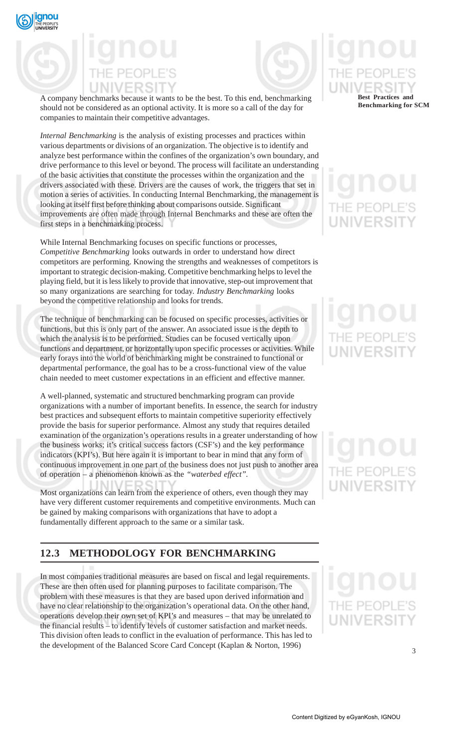A company benchmarks because it wants to be the best. To this end, benchmarking should not be considered as an optional activity. It is more so a call of the day for companies to maintain their competitive advantages.

*Internal Benchmarking* is the analysis of existing processes and practices within various departments or divisions of an organization. The objective is to identify and analyze best performance within the confines of the organization's own boundary, and drive performance to this level or beyond. The process will facilitate an understanding of the basic activities that constitute the processes within the organization and the drivers associated with these. Drivers are the causes of work, the triggers that set in motion a series of activities. In conducting Internal Benchmarking, the management is looking at itself first before thinking about comparisons outside. Significant improvements are often made through Internal Benchmarks and these are often the first steps in a benchmarking process.

While Internal Benchmarking focuses on specific functions or processes, *Competitive Benchmarking* looks outwards in order to understand how direct competitors are performing. Knowing the strengths and weaknesses of competitors is important to strategic decision-making. Competitive benchmarking helps to level the playing field, but it is less likely to provide that innovative, step-out improvement that so many organizations are searching for today. *Industry Benchmarking* looks beyond the competitive relationship and looks for trends.

The technique of benchmarking can be focused on specific processes, activities or functions, but this is only part of the answer. An associated issue is the depth to which the analysis is to be performed. Studies can be focused vertically upon functions and department, or horizontally upon specific processes or activities. While early forays into the world of benchmarking might be constrained to functional or departmental performance, the goal has to be a cross-functional view of the value chain needed to meet customer expectations in an efficient and effective manner.

A well-planned, systematic and structured benchmarking program can provide organizations with a number of important benefits. In essence, the search for industry best practices and subsequent efforts to maintain competitive superiority effectively provide the basis for superior performance. Almost any study that requires detailed examination of the organization's operations results in a greater understanding of how the business works; it's critical success factors (CSF's) and the key performance indicators (KPI's). But here again it is important to bear in mind that any form of continuous improvement in one part of the business does not just push to another area of operation – a phenomenon known as the *"waterbed effect".*

Most organizations can learn from the experience of others, even though they may have very different customer requirements and competitive environments. Much can be gained by making comparisons with organizations that have to adopt a fundamentally different approach to the same or a similar task.

## 12.3 METHODOLOGY FOR BENCHMARKING

In most companies traditional measures are based on fiscal and legal requirements. These are then often used for planning purposes to facilitate comparison. The problem with these measures is that they are based upon derived information and have no clear relationship to the organization's operational data. On the other hand, operations develop their own set of KPI's and measures – that may be unrelated to the financial results – to identify levels of customer satisfaction and market needs. This division often leads to conflict in the evaluation of performance. This has led to the development of the Balanced Score Card Concept (Kaplan & Norton, 1996)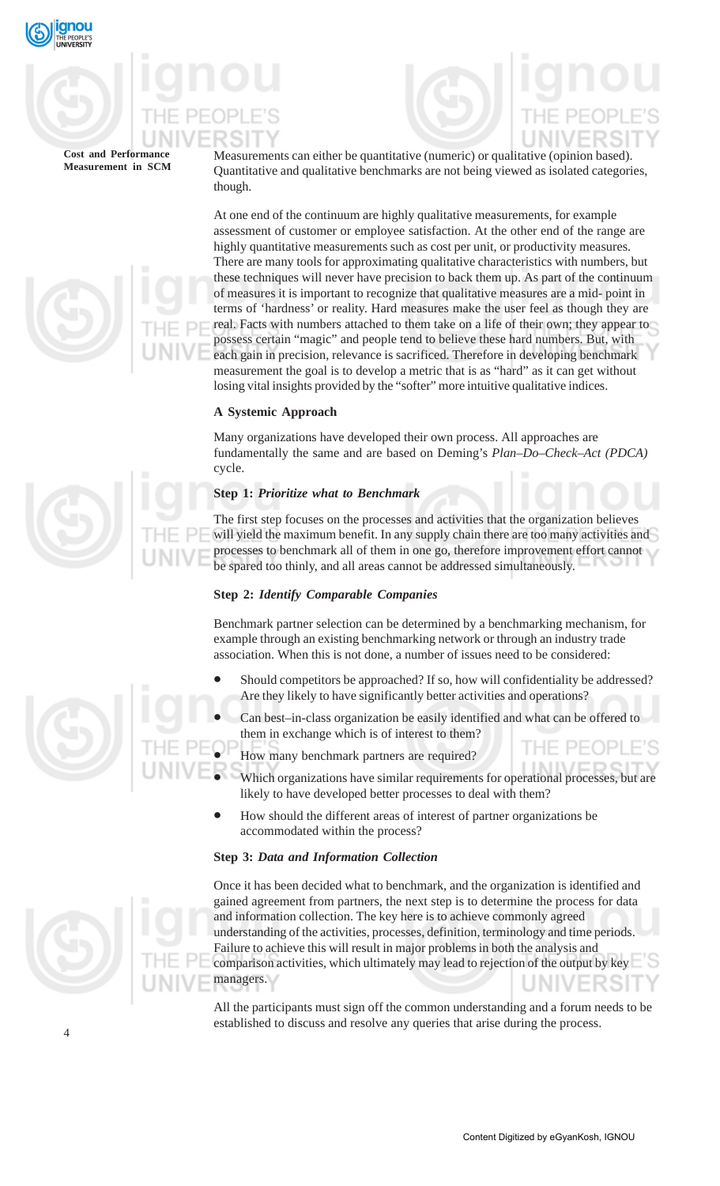Measurements can either be quantitative (numeric) or qualitative (opinion based). Quantitative and qualitative benchmarks are not being viewed as isolated categories, though.

At one end of the continuum are highly qualitative measurements, for example assessment of customer or employee satisfaction. At the other end of the range are highly quantitative measurements such as cost per unit, or productivity measures. There are many tools for approximating qualitative characteristics with numbers, but these techniques will never have precision to back them up. As part of the continuum of measures it is important to recognize that qualitative measures are a mid- point in terms of 'hardness' or reality. Hard measures make the user feel as though they are real. Facts with numbers attached to them take on a life of their own; they appear to possess certain "magic" and people tend to believe these hard numbers. But, with each gain in precision, relevance is sacrificed. Therefore in developing benchmark measurement the goal is to develop a metric that is as "hard" as it can get without losing vital insights provided by the "softer" more intuitive qualitative indices.

**A Systemic Approach**

Many organizations have developed their own process. All approaches are fundamentally the same and are based on Deming's *Plan–Do–Check–Act (PDCA)* cycle.

**Step 1:** ***Prioritize what to Benchmark***

The first step focuses on the processes and activities that the organization believes will yield the maximum benefit. In any supply chain there are too many activities and processes to benchmark all of them in one go, therefore improvement effort cannot be spared too thinly, and all areas cannot be addressed simultaneously.

**Step 2:** ***Identify Comparable Companies***

Benchmark partner selection can be determined by a benchmarking mechanism, for example through an existing benchmarking network or through an industry trade association. When this is not done, a number of issues need to be considered:

- Should competitors be approached? If so, how will confidentiality be addressed? Are they likely to have significantly better activities and operations?
- Can best–in-class organization be easily identified and what can be offered to them in exchange which is of interest to them?
- How many benchmark partners are required?
- Which organizations have similar requirements for operational processes, but are likely to have developed better processes to deal with them?
- How should the different areas of interest of partner organizations be accommodated within the process?

**Step 3:** ***Data and Information Collection***

Once it has been decided what to benchmark, and the organization is identified and gained agreement from partners, the next step is to determine the process for data and information collection. The key here is to achieve commonly agreed understanding of the activities, processes, definition, terminology and time periods. Failure to achieve this will result in major problems in both the analysis and comparison activities, which ultimately may lead to rejection of the output by key managers.

All the participants must sign off the common understanding and a forum needs to be established to discuss and resolve any queries that arise during the process.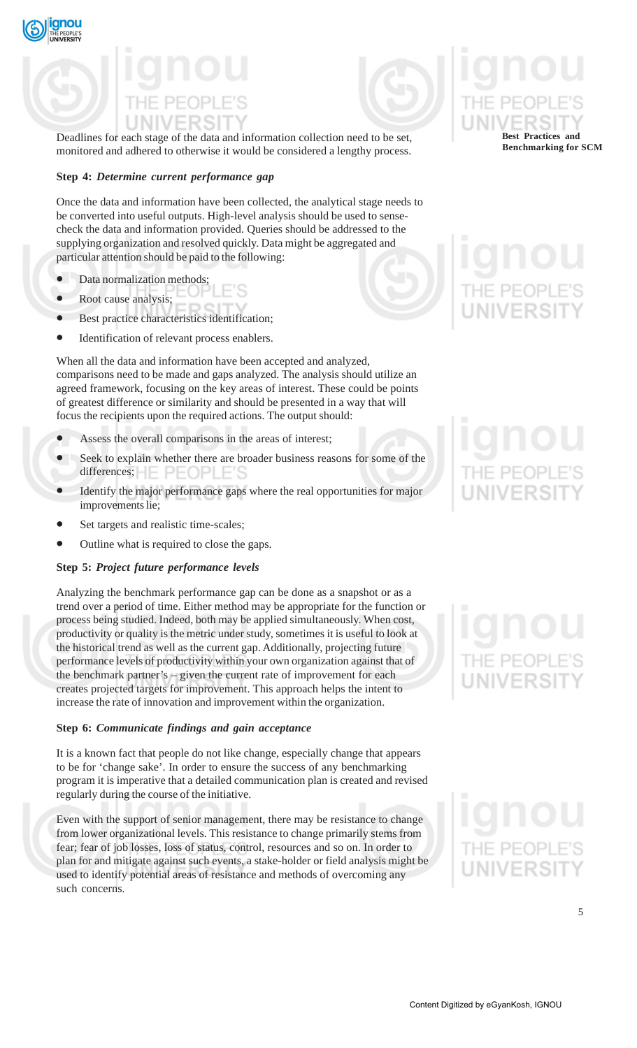Deadlines for each stage of the data and information collection need to be set, monitored and adhered to otherwise it would be considered a lengthy process.

**Step 4:** ***Determine current performance gap***

Once the data and information have been collected, the analytical stage needs to be converted into useful outputs. High-level analysis should be used to sense-check the data and information provided. Queries should be addressed to the supplying organization and resolved quickly. Data might be aggregated and particular attention should be paid to the following:

- Data normalization methods;
- Root cause analysis;
- Best practice characteristics identification;
- Identification of relevant process enablers.

When all the data and information have been accepted and analyzed, comparisons need to be made and gaps analyzed. The analysis should utilize an agreed framework, focusing on the key areas of interest. These could be points of greatest difference or similarity and should be presented in a way that will focus the recipients upon the required actions. The output should:

- Assess the overall comparisons in the areas of interest;
- Seek to explain whether there are broader business reasons for some of the differences;
- Identify the major performance gaps where the real opportunities for major improvements lie;
- Set targets and realistic time-scales;
- Outline what is required to close the gaps.

**Step 5:** ***Project future performance levels***

Analyzing the benchmark performance gap can be done as a snapshot or as a trend over a period of time. Either method may be appropriate for the function or process being studied. Indeed, both may be applied simultaneously. When cost, productivity or quality is the metric under study, sometimes it is useful to look at the historical trend as well as the current gap. Additionally, projecting future performance levels of productivity within your own organization against that of the benchmark partner's – given the current rate of improvement for each creates projected targets for improvement. This approach helps the intent to increase the rate of innovation and improvement within the organization.

**Step 6:** ***Communicate findings and gain acceptance***

It is a known fact that people do not like change, especially change that appears to be for 'change sake'. In order to ensure the success of any benchmarking program it is imperative that a detailed communication plan is created and revised regularly during the course of the initiative.

Even with the support of senior management, there may be resistance to change from lower organizational levels. This resistance to change primarily stems from fear; fear of job losses, loss of status, control, resources and so on. In order to plan for and mitigate against such events, a stake-holder or field analysis might be used to identify potential areas of resistance and methods of overcoming any such concerns.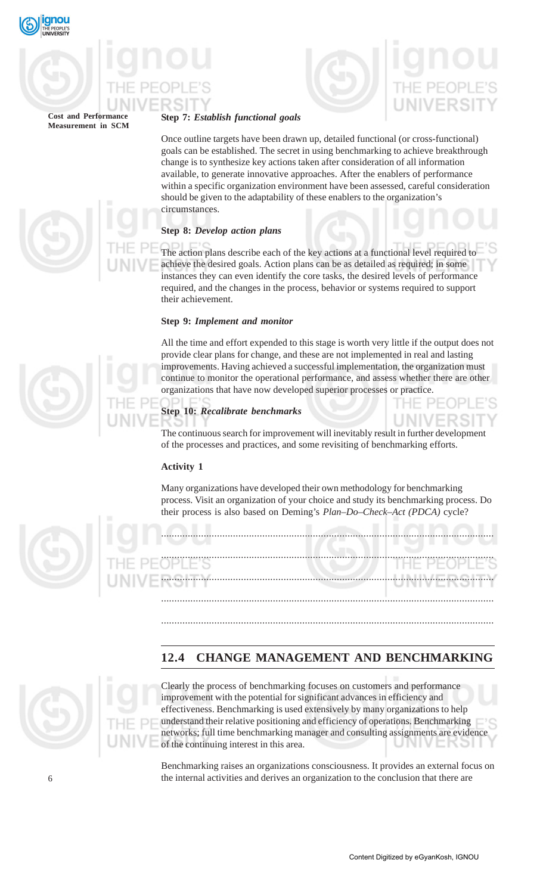**Step 7:** ***Establish functional goals***

Once outline targets have been drawn up, detailed functional (or cross-functional) goals can be established. The secret in using benchmarking to achieve breakthrough change is to synthesize key actions taken after consideration of all information available, to generate innovative approaches. After the enablers of performance within a specific organization environment have been assessed, careful consideration should be given to the adaptability of these enablers to the organization's circumstances.

**Step 8:** ***Develop action plans***

The action plans describe each of the key actions at a functional level required to achieve the desired goals. Action plans can be as detailed as required; in some instances they can even identify the core tasks, the desired levels of performance required, and the changes in the process, behavior or systems required to support their achievement.

**Step 9:** ***Implement and monitor***

All the time and effort expended to this stage is worth very little if the output does not provide clear plans for change, and these are not implemented in real and lasting improvements. Having achieved a successful implementation, the organization must continue to monitor the operational performance, and assess whether there are other organizations that have now developed superior processes or practice.

**Step 10:** ***Recalibrate benchmarks***

The continuous search for improvement will inevitably result in further development of the processes and practices, and some revisiting of benchmarking efforts.

**Activity 1**

Many organizations have developed their own methodology for benchmarking process. Visit an organization of your choice and study its benchmarking process. Do their process is also based on Deming's *Plan–Do–Check–Act (PDCA)* cycle?

..........................................................................................................................

..........................................................................................................................

..........................................................................................................................

..........................................................................................................................

..........................................................................................................................

## 12.4 CHANGE MANAGEMENT AND BENCHMARKING

Clearly the process of benchmarking focuses on customers and performance improvement with the potential for significant advances in efficiency and effectiveness. Benchmarking is used extensively by many organizations to help understand their relative positioning and efficiency of operations. Benchmarking networks; full time benchmarking manager and consulting assignments are evidence of the continuing interest in this area.

Benchmarking raises an organizations consciousness. It provides an external focus on the internal activities and derives an organization to the conclusion that there are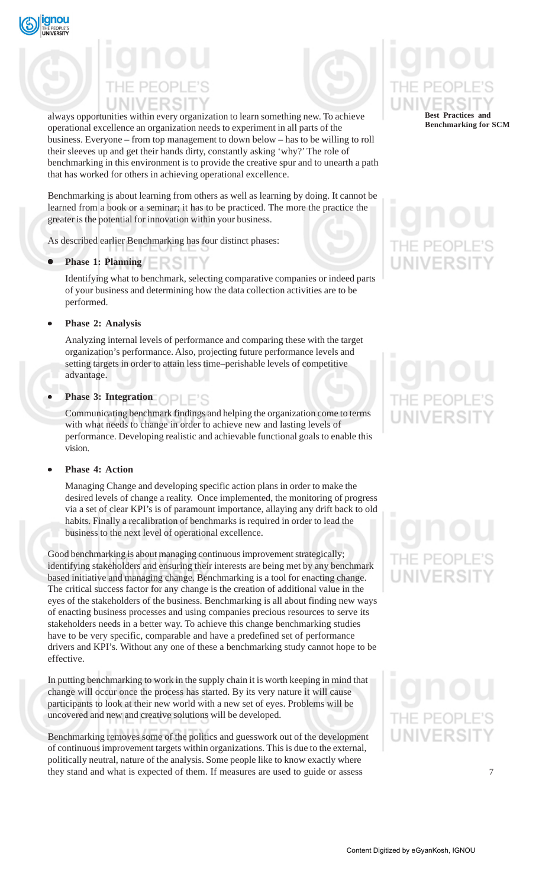always opportunities within every organization to learn something new. To achieve operational excellence an organization needs to experiment in all parts of the business. Everyone – from top management to down below – has to be willing to roll their sleeves up and get their hands dirty, constantly asking 'why?' The role of benchmarking in this environment is to provide the creative spur and to unearth a path that has worked for others in achieving operational excellence.

Benchmarking is about learning from others as well as learning by doing. It cannot be learned from a book or a seminar; it has to be practiced. The more the practice the greater is the potential for innovation within your business.

As described earlier Benchmarking has four distinct phases:

- **Phase 1: Planning**

  Identifying what to benchmark, selecting comparative companies or indeed parts of your business and determining how the data collection activities are to be performed.

- **Phase 2: Analysis**

  Analyzing internal levels of performance and comparing these with the target organization's performance. Also, projecting future performance levels and setting targets in order to attain less time–perishable levels of competitive advantage.

- **Phase 3: Integration**

  Communicating benchmark findings and helping the organization come to terms with what needs to change in order to achieve new and lasting levels of performance. Developing realistic and achievable functional goals to enable this vision.

- **Phase 4: Action**

  Managing Change and developing specific action plans in order to make the desired levels of change a reality. Once implemented, the monitoring of progress via a set of clear KPI's is of paramount importance, allaying any drift back to old habits. Finally a recalibration of benchmarks is required in order to lead the business to the next level of operational excellence.

Good benchmarking is about managing continuous improvement strategically; identifying stakeholders and ensuring their interests are being met by any benchmark based initiative and managing change. Benchmarking is a tool for enacting change. The critical success factor for any change is the creation of additional value in the eyes of the stakeholders of the business. Benchmarking is all about finding new ways of enacting business processes and using companies precious resources to serve its stakeholders needs in a better way. To achieve this change benchmarking studies have to be very specific, comparable and have a predefined set of performance drivers and KPI's. Without any one of these a benchmarking study cannot hope to be effective.

In putting benchmarking to work in the supply chain it is worth keeping in mind that change will occur once the process has started. By its very nature it will cause participants to look at their new world with a new set of eyes. Problems will be uncovered and new and creative solutions will be developed.

Benchmarking removes some of the politics and guesswork out of the development of continuous improvement targets within organizations. This is due to the external, politically neutral, nature of the analysis. Some people like to know exactly where they stand and what is expected of them. If measures are used to guide or assess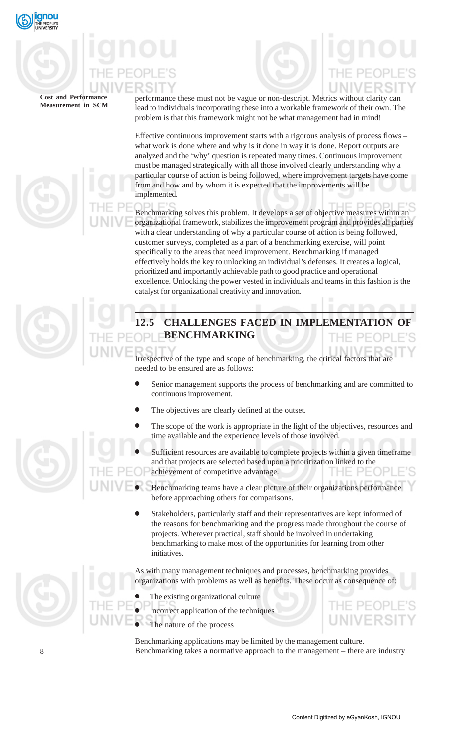performance these must not be vague or non-descript. Metrics without clarity can lead to individuals incorporating these into a workable framework of their own. The problem is that this framework might not be what management had in mind!

Effective continuous improvement starts with a rigorous analysis of process flows – what work is done where and why is it done in way it is done. Report outputs are analyzed and the 'why' question is repeated many times. Continuous improvement must be managed strategically with all those involved clearly understanding why a particular course of action is being followed, where improvement targets have come from and how and by whom it is expected that the improvements will be implemented.

Benchmarking solves this problem. It develops a set of objective measures within an organizational framework, stabilizes the improvement program and provides all parties with a clear understanding of why a particular course of action is being followed, customer surveys, completed as a part of a benchmarking exercise, will point specifically to the areas that need improvement. Benchmarking if managed effectively holds the key to unlocking an individual's defenses. It creates a logical, prioritized and importantly achievable path to good practice and operational excellence. Unlocking the power vested in individuals and teams in this fashion is the catalyst for organizational creativity and innovation.

## 12.5 CHALLENGES FACED IN IMPLEMENTATION OF BENCHMARKING

Irrespective of the type and scope of benchmarking, the critical factors that are needed to be ensured are as follows:

- Senior management supports the process of benchmarking and are committed to continuous improvement.
- The objectives are clearly defined at the outset.
- The scope of the work is appropriate in the light of the objectives, resources and time available and the experience levels of those involved.
- Sufficient resources are available to complete projects within a given timeframe and that projects are selected based upon a prioritization linked to the achievement of competitive advantage.
- Benchmarking teams have a clear picture of their organizations performance before approaching others for comparisons.
- Stakeholders, particularly staff and their representatives are kept informed of the reasons for benchmarking and the progress made throughout the course of projects. Wherever practical, staff should be involved in undertaking benchmarking to make most of the opportunities for learning from other initiatives.

As with many management techniques and processes, benchmarking provides organizations with problems as well as benefits. These occur as consequence of:

- The existing organizational culture
- Incorrect application of the techniques
- The nature of the process

Benchmarking applications may be limited by the management culture. Benchmarking takes a normative approach to the management – there are industry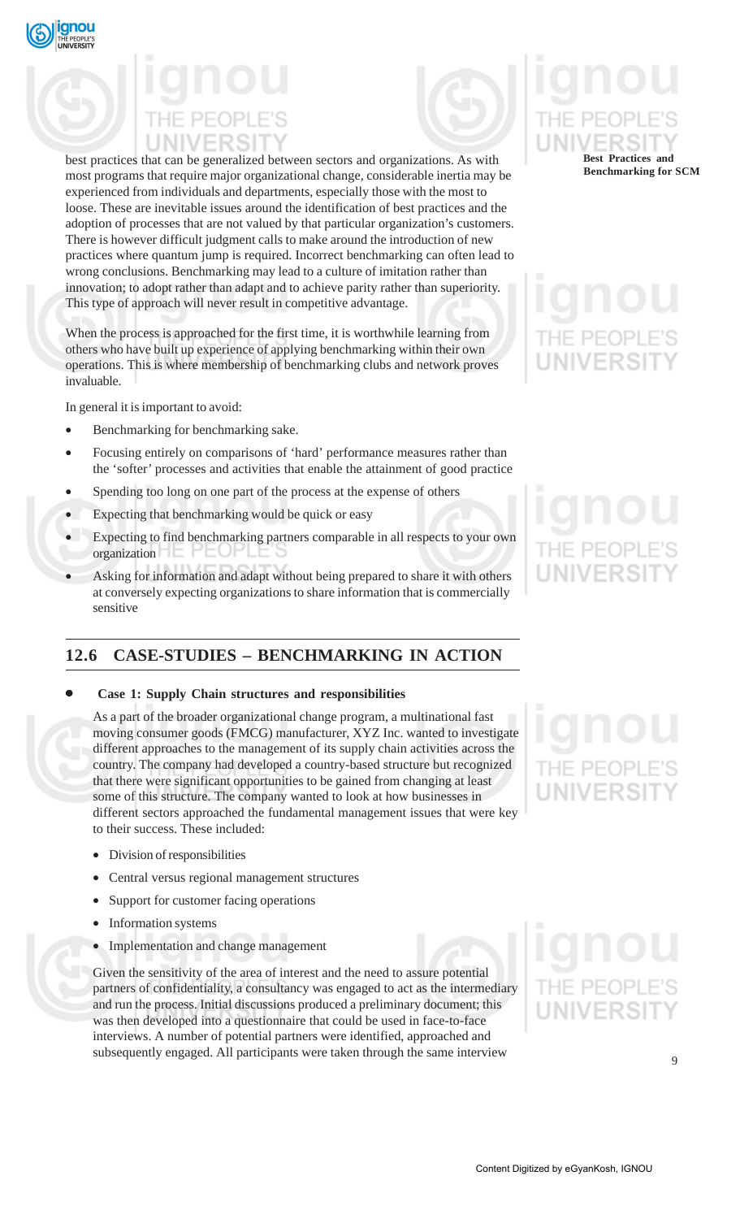best practices that can be generalized between sectors and organizations. As with most programs that require major organizational change, considerable inertia may be experienced from individuals and departments, especially those with the most to loose. These are inevitable issues around the identification of best practices and the adoption of processes that are not valued by that particular organization's customers. There is however difficult judgment calls to make around the introduction of new practices where quantum jump is required. Incorrect benchmarking can often lead to wrong conclusions. Benchmarking may lead to a culture of imitation rather than innovation; to adopt rather than adapt and to achieve parity rather than superiority. This type of approach will never result in competitive advantage.

When the process is approached for the first time, it is worthwhile learning from others who have built up experience of applying benchmarking within their own operations. This is where membership of benchmarking clubs and network proves invaluable.

In general it is important to avoid:

- Benchmarking for benchmarking sake.
- Focusing entirely on comparisons of 'hard' performance measures rather than the 'softer' processes and activities that enable the attainment of good practice
- Spending too long on one part of the process at the expense of others
- Expecting that benchmarking would be quick or easy
- Expecting to find benchmarking partners comparable in all respects to your own organization
- Asking for information and adapt without being prepared to share it with others at conversely expecting organizations to share information that is commercially sensitive

## 12.6 CASE-STUDIES – BENCHMARKING IN ACTION

- **Case 1: Supply Chain structures and responsibilities**

  As a part of the broader organizational change program, a multinational fast moving consumer goods (FMCG) manufacturer, XYZ Inc. wanted to investigate different approaches to the management of its supply chain activities across the country. The company had developed a country-based structure but recognized that there were significant opportunities to be gained from changing at least some of this structure. The company wanted to look at how businesses in different sectors approached the fundamental management issues that were key to their success. These included:

  - Division of responsibilities
  - Central versus regional management structures
  - Support for customer facing operations
  - Information systems
  - Implementation and change management

  Given the sensitivity of the area of interest and the need to assure potential partners of confidentiality, a consultancy was engaged to act as the intermediary and run the process. Initial discussions produced a preliminary document; this was then developed into a questionnaire that could be used in face-to-face interviews. A number of potential partners were identified, approached and subsequently engaged. All participants were taken through the same interview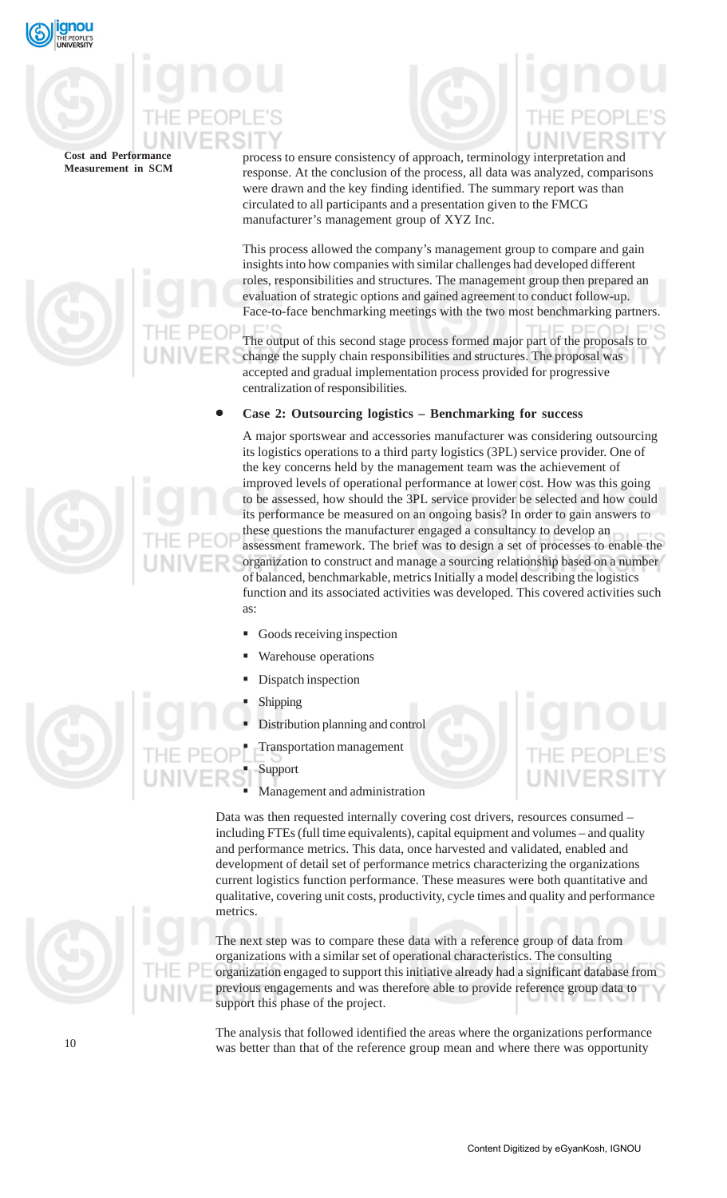process to ensure consistency of approach, terminology interpretation and response. At the conclusion of the process, all data was analyzed, comparisons were drawn and the key finding identified. The summary report was than circulated to all participants and a presentation given to the FMCG manufacturer's management group of XYZ Inc.

This process allowed the company's management group to compare and gain insights into how companies with similar challenges had developed different roles, responsibilities and structures. The management group then prepared an evaluation of strategic options and gained agreement to conduct follow-up. Face-to-face benchmarking meetings with the two most benchmarking partners.

The output of this second stage process formed major part of the proposals to change the supply chain responsibilities and structures. The proposal was accepted and gradual implementation process provided for progressive centralization of responsibilities.

- **Case 2: Outsourcing logistics – Benchmarking for success**

A major sportswear and accessories manufacturer was considering outsourcing its logistics operations to a third party logistics (3PL) service provider. One of the key concerns held by the management team was the achievement of improved levels of operational performance at lower cost. How was this going to be assessed, how should the 3PL service provider be selected and how could its performance be measured on an ongoing basis? In order to gain answers to these questions the manufacturer engaged a consultancy to develop an assessment framework. The brief was to design a set of processes to enable the organization to construct and manage a sourcing relationship based on a number of balanced, benchmarkable, metrics Initially a model describing the logistics function and its associated activities was developed. This covered activities such as:

- Goods receiving inspection
- Warehouse operations
- Dispatch inspection
- Shipping
- Distribution planning and control
- Transportation management
- Support
- Management and administration

Data was then requested internally covering cost drivers, resources consumed – including FTEs (full time equivalents), capital equipment and volumes – and quality and performance metrics. This data, once harvested and validated, enabled and development of detail set of performance metrics characterizing the organizations current logistics function performance. These measures were both quantitative and qualitative, covering unit costs, productivity, cycle times and quality and performance metrics.

The next step was to compare these data with a reference group of data from organizations with a similar set of operational characteristics. The consulting organization engaged to support this initiative already had a significant database from previous engagements and was therefore able to provide reference group data to support this phase of the project.

The analysis that followed identified the areas where the organizations performance was better than that of the reference group mean and where there was opportunity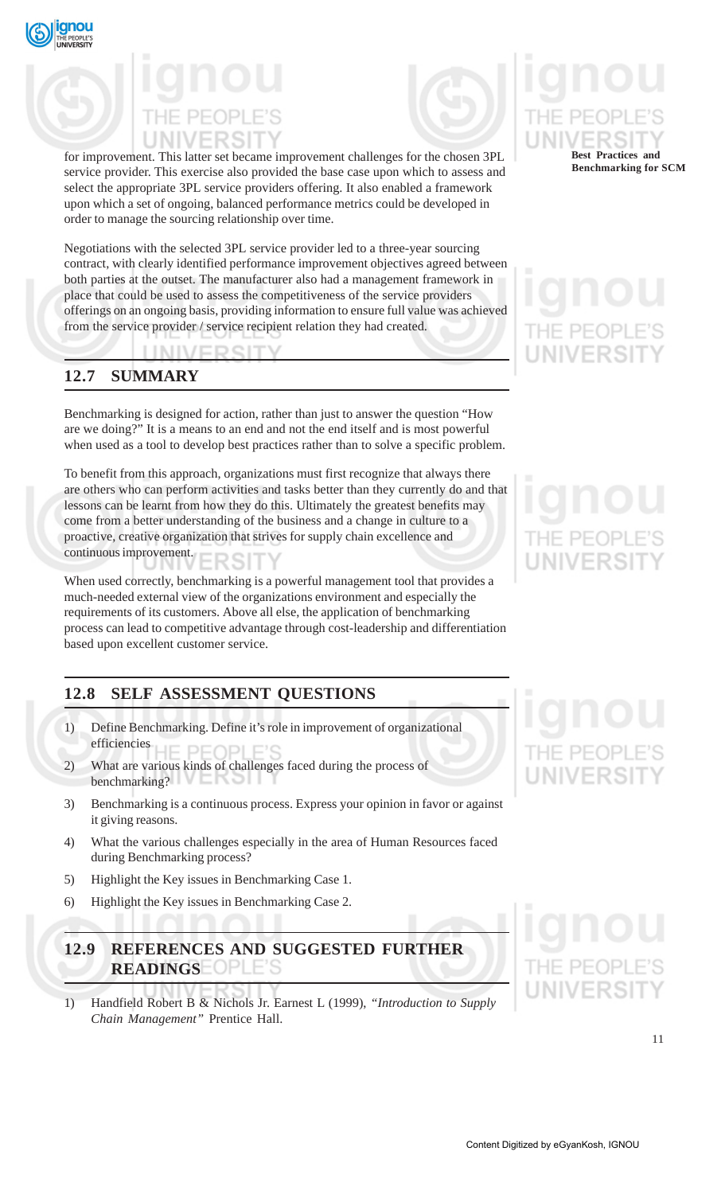for improvement. This latter set became improvement challenges for the chosen 3PL service provider. This exercise also provided the base case upon which to assess and select the appropriate 3PL service providers offering. It also enabled a framework upon which a set of ongoing, balanced performance metrics could be developed in order to manage the sourcing relationship over time.

Negotiations with the selected 3PL service provider led to a three-year sourcing contract, with clearly identified performance improvement objectives agreed between both parties at the outset. The manufacturer also had a management framework in place that could be used to assess the competitiveness of the service providers offerings on an ongoing basis, providing information to ensure full value was achieved from the service provider / service recipient relation they had created.

## 12.7 SUMMARY

Benchmarking is designed for action, rather than just to answer the question "How are we doing?" It is a means to an end and not the end itself and is most powerful when used as a tool to develop best practices rather than to solve a specific problem.

To benefit from this approach, organizations must first recognize that always there are others who can perform activities and tasks better than they currently do and that lessons can be learnt from how they do this. Ultimately the greatest benefits may come from a better understanding of the business and a change in culture to a proactive, creative organization that strives for supply chain excellence and continuous improvement.

When used correctly, benchmarking is a powerful management tool that provides a much-needed external view of the organizations environment and especially the requirements of its customers. Above all else, the application of benchmarking process can lead to competitive advantage through cost-leadership and differentiation based upon excellent customer service.

## 12.8 SELF ASSESSMENT QUESTIONS

1) Define Benchmarking. Define it's role in improvement of organizational efficiencies
2) What are various kinds of challenges faced during the process of benchmarking?
3) Benchmarking is a continuous process. Express your opinion in favor or against it giving reasons.
4) What the various challenges especially in the area of Human Resources faced during Benchmarking process?
5) Highlight the Key issues in Benchmarking Case 1.
6) Highlight the Key issues in Benchmarking Case 2.

## 12.9 REFERENCES AND SUGGESTED FURTHER READINGS

1) Handfield Robert B & Nichols Jr. Earnest L (1999), *"Introduction to Supply Chain Management"* Prentice Hall.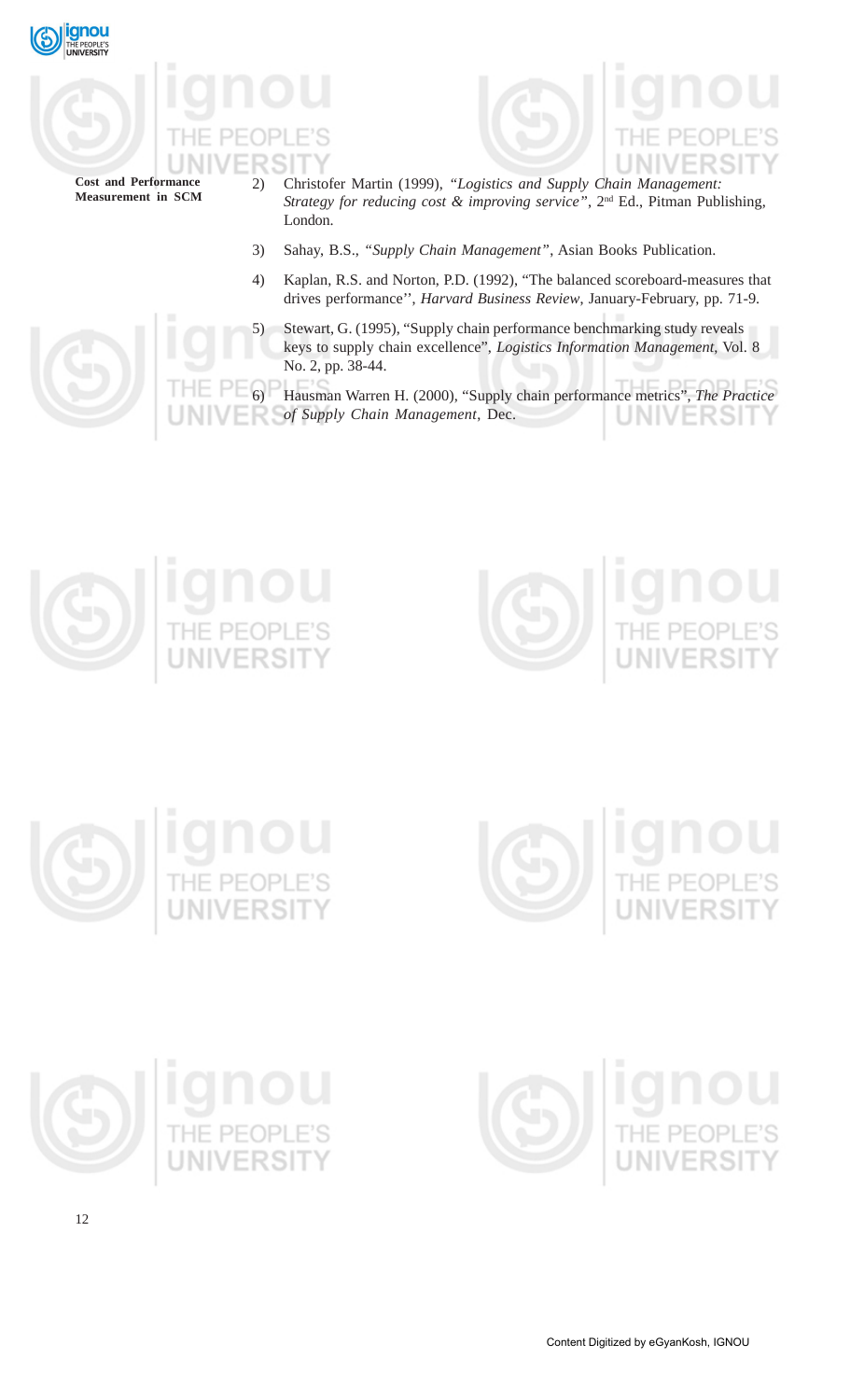2) Christofer Martin (1999), *"Logistics and Supply Chain Management: Strategy for reducing cost & improving service"*, 2nd Ed., Pitman Publishing, London.

3) Sahay, B.S., *"Supply Chain Management"*, Asian Books Publication.

4) Kaplan, R.S. and Norton, P.D. (1992), "The balanced scoreboard-measures that drives performance'', *Harvard Business Review*, January-February, pp. 71-9.

5) Stewart, G. (1995), "Supply chain performance benchmarking study reveals keys to supply chain excellence", *Logistics Information Management*, Vol. 8 No. 2, pp. 38-44.

6) Hausman Warren H. (2000), "Supply chain performance metrics", *The Practice of Supply Chain Management*, Dec.